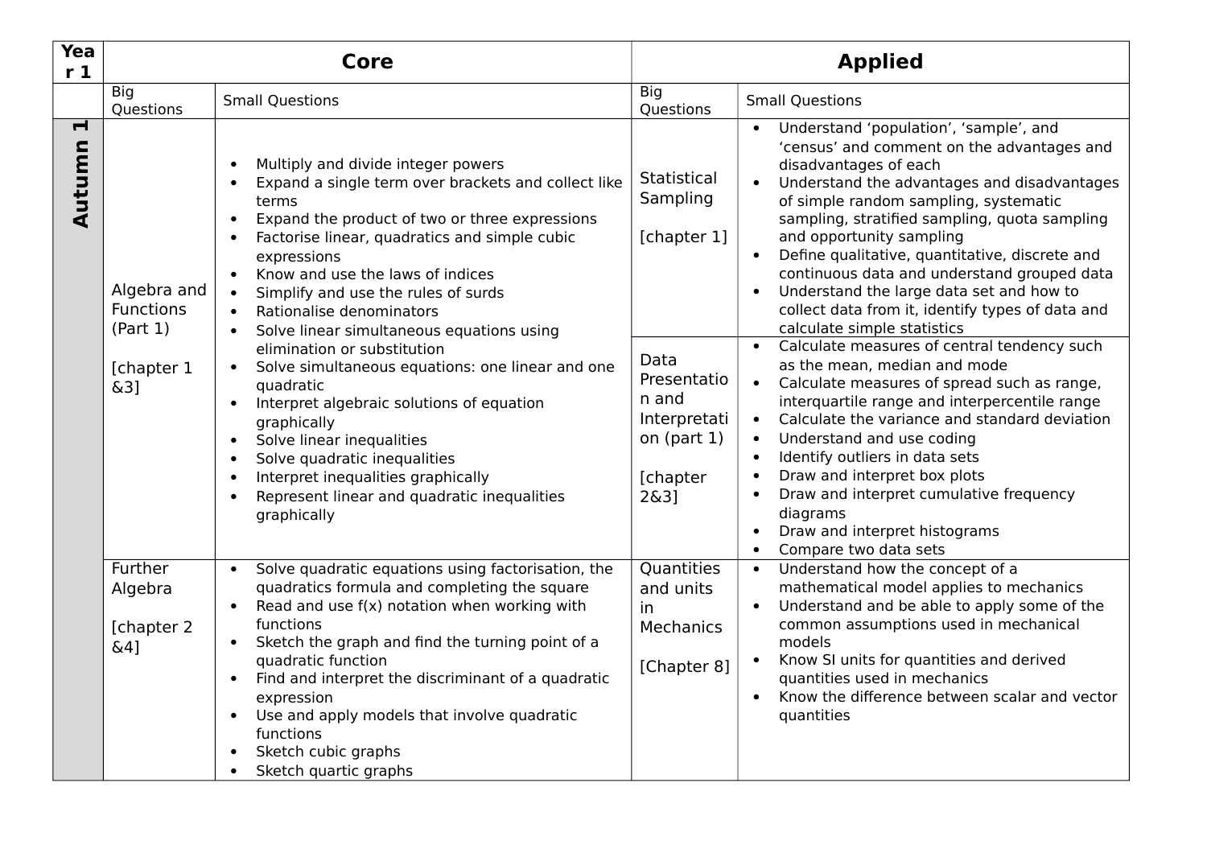| Year 1 | Core | | Applied | |
|---|---|---|---|---|
| | Big Questions | Small Questions | Big Questions | Small Questions |
| **Autumn 1** | Algebra and Functions (Part 1)<br><br>[chapter 1 &3] | • Multiply and divide integer powers<br>• Expand a single term over brackets and collect like terms<br>• Expand the product of two or three expressions<br>• Factorise linear, quadratics and simple cubic expressions<br>• Know and use the laws of indices<br>• Simplify and use the rules of surds<br>• Rationalise denominators<br>• Solve linear simultaneous equations using elimination or substitution<br>• Solve simultaneous equations: one linear and one quadratic<br>• Interpret algebraic solutions of equation graphically<br>• Solve linear inequalities<br>• Solve quadratic inequalities<br>• Interpret inequalities graphically<br>• Represent linear and quadratic inequalities graphically | Statistical Sampling<br><br>[chapter 1] | • Understand 'population', 'sample', and 'census' and comment on the advantages and disadvantages of each<br>• Understand the advantages and disadvantages of simple random sampling, systematic sampling, stratified sampling, quota sampling and opportunity sampling<br>• Define qualitative, quantitative, discrete and continuous data and understand grouped data<br>• Understand the large data set and how to collect data from it, identify types of data and calculate simple statistics |
| | | | Data Presentation and Interpretation (part 1)<br><br>[chapter 2&3] | • Calculate measures of central tendency such as the mean, median and mode<br>• Calculate measures of spread such as range, interquartile range and interpercentile range<br>• Calculate the variance and standard deviation<br>• Understand and use coding<br>• Identify outliers in data sets<br>• Draw and interpret box plots<br>• Draw and interpret cumulative frequency diagrams<br>• Draw and interpret histograms<br>• Compare two data sets |
| | Further Algebra<br><br>[chapter 2 &4] | • Solve quadratic equations using factorisation, the quadratics formula and completing the square<br>• Read and use f(x) notation when working with functions<br>• Sketch the graph and find the turning point of a quadratic function<br>• Find and interpret the discriminant of a quadratic expression<br>• Use and apply models that involve quadratic functions<br>• Sketch cubic graphs<br>• Sketch quartic graphs | Quantities and units in Mechanics<br><br>[Chapter 8] | • Understand how the concept of a mathematical model applies to mechanics<br>• Understand and be able to apply some of the common assumptions used in mechanical models<br>• Know SI units for quantities and derived quantities used in mechanics<br>• Know the difference between scalar and vector quantities |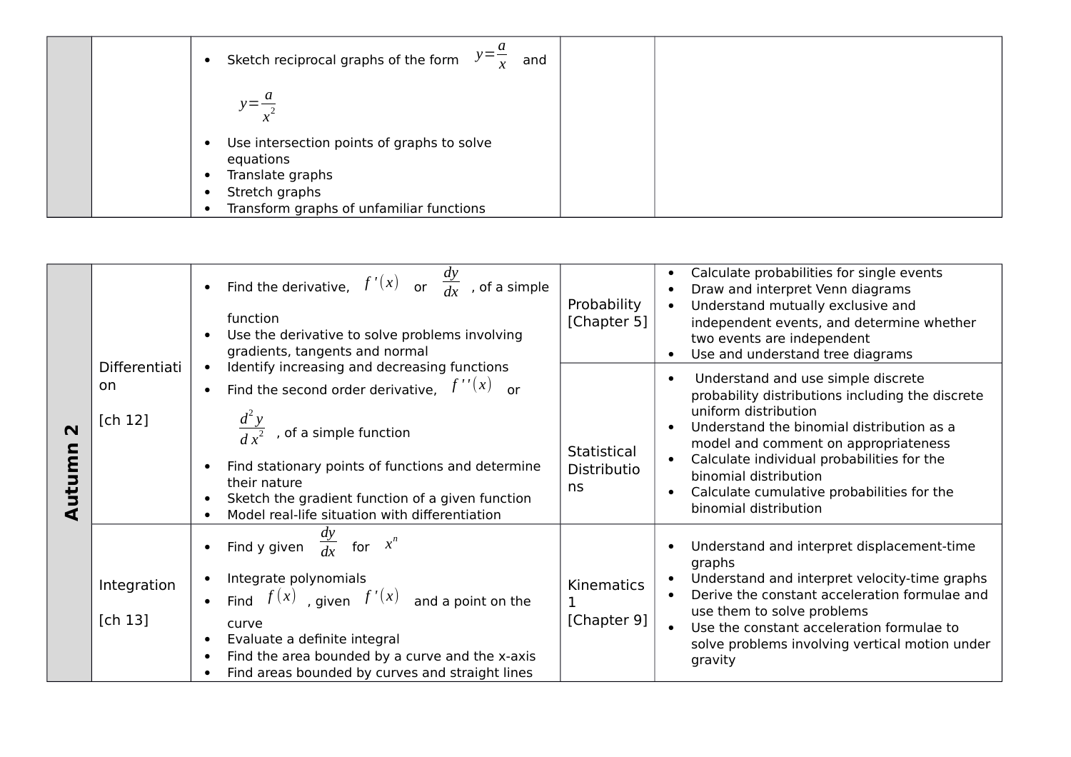| | | | | |
|---|---|---|---|---|
| | | • Sketch reciprocal graphs of the form $y=\frac{a}{x}$ and $y=\frac{a}{x^2}$<br>• Use intersection points of graphs to solve equations<br>• Translate graphs<br>• Stretch graphs<br>• Transform graphs of unfamiliar functions | | |

| | | | | |
|---|---|---|---|---|
| **Autumn 2** | Differentiation<br><br>[ch 12] | • Find the derivative, $f'(x)$ or $\frac{dy}{dx}$, of a simple function<br>• Use the derivative to solve problems involving gradients, tangents and normal<br>• Identify increasing and decreasing functions<br>• Find the second order derivative, $f''(x)$ or $\frac{d^2y}{dx^2}$, of a simple function<br>• Find stationary points of functions and determine their nature<br>• Sketch the gradient function of a given function<br>• Model real-life situation with differentiation | Probability [Chapter 5] | • Calculate probabilities for single events<br>• Draw and interpret Venn diagrams<br>• Understand mutually exclusive and independent events, and determine whether two events are independent<br>• Use and understand tree diagrams |
| | | | Statistical Distributions | • Understand and use simple discrete probability distributions including the discrete uniform distribution<br>• Understand the binomial distribution as a model and comment on appropriateness<br>• Calculate individual probabilities for the binomial distribution<br>• Calculate cumulative probabilities for the binomial distribution |
| | Integration<br><br>[ch 13] | • Find y given $\frac{dy}{dx}$ for $x^n$<br>• Integrate polynomials<br>• Find $f(x)$, given $f'(x)$ and a point on the curve<br>• Evaluate a definite integral<br>• Find the area bounded by a curve and the x-axis<br>• Find areas bounded by curves and straight lines | Kinematics 1 [Chapter 9] | • Understand and interpret displacement-time graphs<br>• Understand and interpret velocity-time graphs<br>• Derive the constant acceleration formulae and use them to solve problems<br>• Use the constant acceleration formulae to solve problems involving vertical motion under gravity |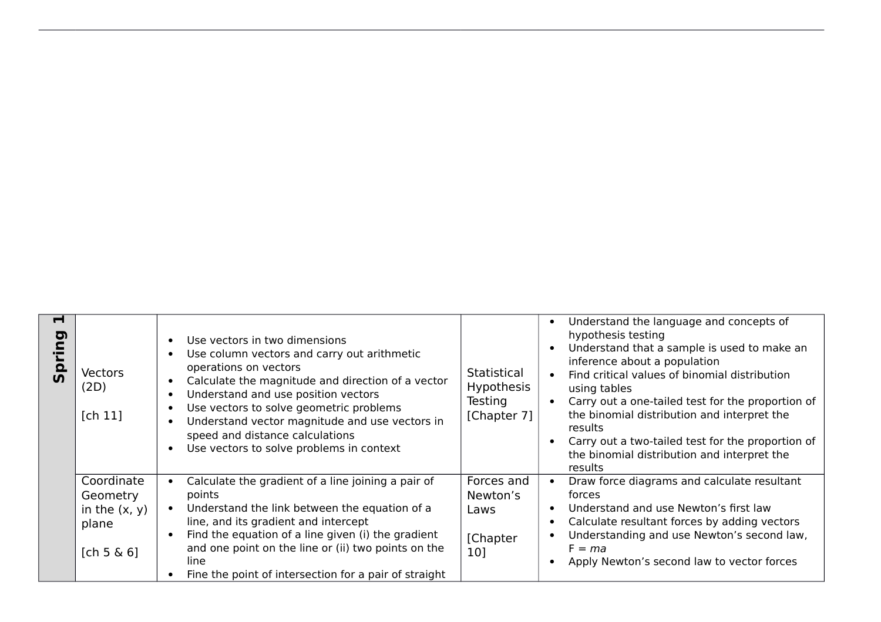| | | | | |
|---|---|---|---|---|
| **Spring 1** | Vectors (2D)<br><br>[ch 11] | • Use vectors in two dimensions<br>• Use column vectors and carry out arithmetic operations on vectors<br>• Calculate the magnitude and direction of a vector<br>• Understand and use position vectors<br>• Use vectors to solve geometric problems<br>• Understand vector magnitude and use vectors in speed and distance calculations<br>• Use vectors to solve problems in context | Statistical Hypothesis Testing [Chapter 7] | • Understand the language and concepts of hypothesis testing<br>• Understand that a sample is used to make an inference about a population<br>• Find critical values of binomial distribution using tables<br>• Carry out a one-tailed test for the proportion of the binomial distribution and interpret the results<br>• Carry out a two-tailed test for the proportion of the binomial distribution and interpret the results |
| | Coordinate Geometry in the (x, y) plane<br><br>[ch 5 & 6] | • Calculate the gradient of a line joining a pair of points<br>• Understand the link between the equation of a line, and its gradient and intercept<br>• Find the equation of a line given (i) the gradient and one point on the line or (ii) two points on the line<br>• Fine the point of intersection for a pair of straight | Forces and Newton's Laws<br><br>[Chapter 10] | • Draw force diagrams and calculate resultant forces<br>• Understand and use Newton's first law<br>• Calculate resultant forces by adding vectors<br>• Understanding and use Newton's second law, F = *ma*<br>• Apply Newton's second law to vector forces |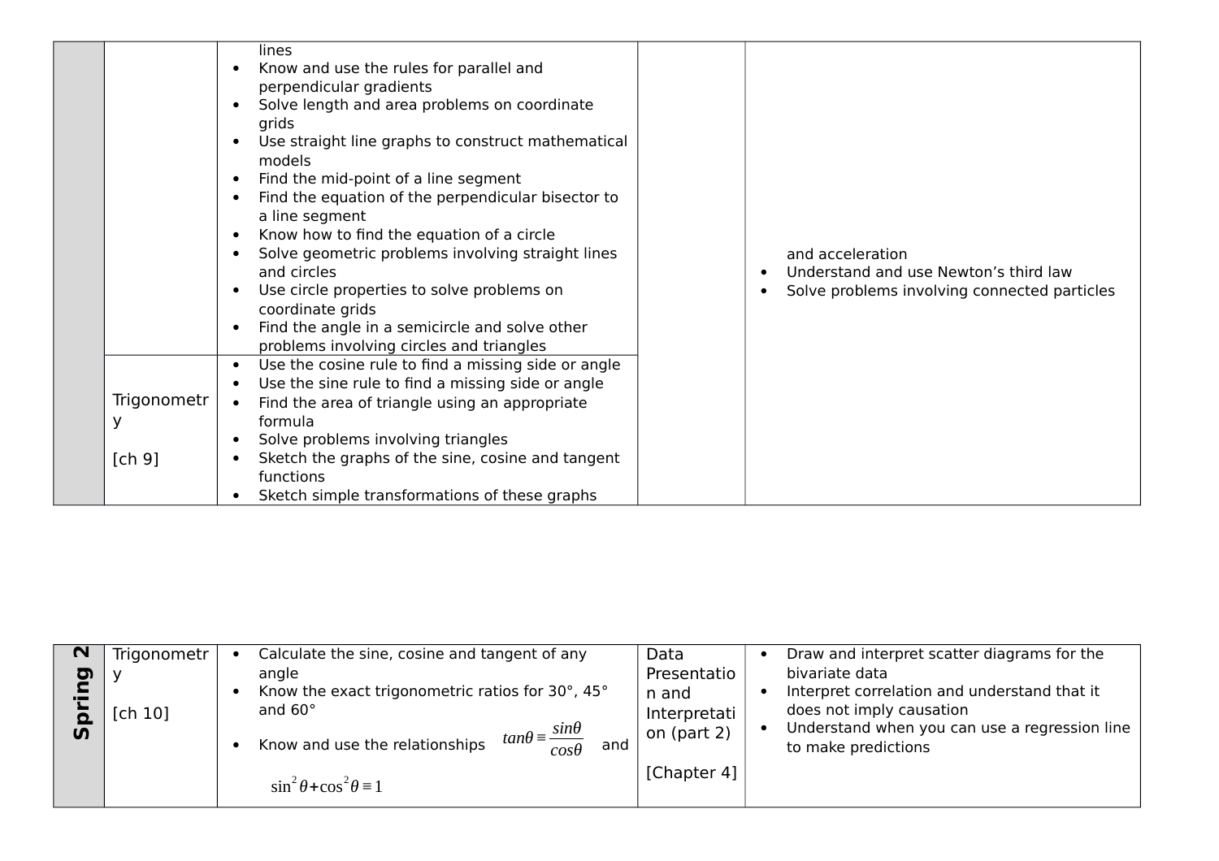| | | | | |
|---|---|---|---|---|
| | | lines<br>• Know and use the rules for parallel and perpendicular gradients<br>• Solve length and area problems on coordinate grids<br>• Use straight line graphs to construct mathematical models<br>• Find the mid-point of a line segment<br>• Find the equation of the perpendicular bisector to a line segment<br>• Know how to find the equation of a circle<br>• Solve geometric problems involving straight lines and circles<br>• Use circle properties to solve problems on coordinate grids<br>• Find the angle in a semicircle and solve other problems involving circles and triangles | | and acceleration<br>• Understand and use Newton's third law<br>• Solve problems involving connected particles |
| | Trigonometry<br><br>[ch 9] | • Use the cosine rule to find a missing side or angle<br>• Use the sine rule to find a missing side or angle<br>• Find the area of triangle using an appropriate formula<br>• Solve problems involving triangles<br>• Sketch the graphs of the sine, cosine and tangent functions<br>• Sketch simple transformations of these graphs | | |

| | | | | |
|---|---|---|---|---|
| **Spring 2** | Trigonometry<br><br>[ch 10] | • Calculate the sine, cosine and tangent of any angle<br>• Know the exact trigonometric ratios for 30°, 45° and 60°<br>• Know and use the relationships $\tan\theta \equiv \frac{\sin\theta}{\cos\theta}$ and $\sin^2\theta + \cos^2\theta \equiv 1$ | Data Presentation and Interpretation (part 2)<br><br>[Chapter 4] | • Draw and interpret scatter diagrams for the bivariate data<br>• Interpret correlation and understand that it does not imply causation<br>• Understand when you can use a regression line to make predictions |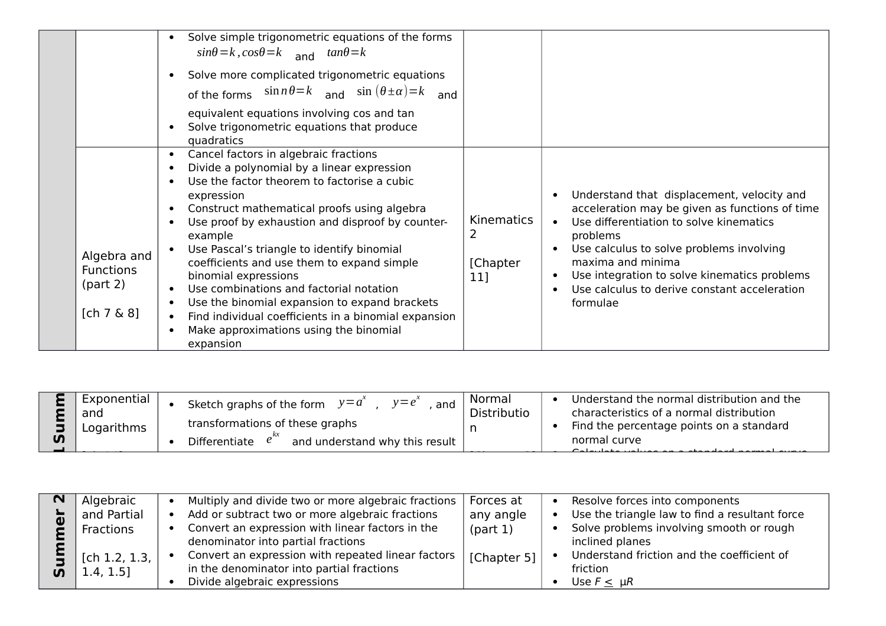| | | | | |
|---|---|---|---|---|
| | | • Solve simple trigonometric equations of the forms $sin\theta=k, cos\theta=k$ and $tan\theta=k$<br>• Solve more complicated trigonometric equations of the forms $\sin n\theta=k$ and $\sin(\theta\pm\alpha)=k$ and equivalent equations involving cos and tan<br>• Solve trigonometric equations that produce quadratics | | |
| | Algebra and Functions (part 2)<br><br>[ch 7 & 8] | • Cancel factors in algebraic fractions<br>• Divide a polynomial by a linear expression<br>• Use the factor theorem to factorise a cubic expression<br>• Construct mathematical proofs using algebra<br>• Use proof by exhaustion and disproof by counter-example<br>• Use Pascal's triangle to identify binomial coefficients and use them to expand simple binomial expressions<br>• Use combinations and factorial notation<br>• Use the binomial expansion to expand brackets<br>• Find individual coefficients in a binomial expansion<br>• Make approximations using the binomial expansion | Kinematics 2<br><br>[Chapter 11] | • Understand that displacement, velocity and acceleration may be given as functions of time<br>• Use differentiation to solve kinematics problems<br>• Use calculus to solve problems involving maxima and minima<br>• Use integration to solve kinematics problems<br>• Use calculus to derive constant acceleration formulae |

| | | | | |
|---|---|---|---|---|
| Summ | Exponential and Logarithms | • Sketch graphs of the form $y=a^x$, $y=e^x$, and transformations of these graphs<br>• Differentiate $e^{kx}$ and understand why this result | Normal Distribution | • Understand the normal distribution and the characteristics of a normal distribution<br>• Find the percentage points on a standard normal curve<br>• Calculate values on a standard normal curve |

| | | | | |
|---|---|---|---|---|
| Summer 2 | Algebraic and Partial Fractions<br><br>[ch 1.2, 1.3, 1.4, 1.5] | • Multiply and divide two or more algebraic fractions<br>• Add or subtract two or more algebraic fractions<br>• Convert an expression with linear factors in the denominator into partial fractions<br>• Convert an expression with repeated linear factors in the denominator into partial fractions<br>• Divide algebraic expressions | Forces at any angle (part 1)<br><br>[Chapter 5] | • Resolve forces into components<br>• Use the triangle law to find a resultant force<br>• Solve problems involving smooth or rough inclined planes<br>• Understand friction and the coefficient of friction<br>• Use $F \leq \mu R$ |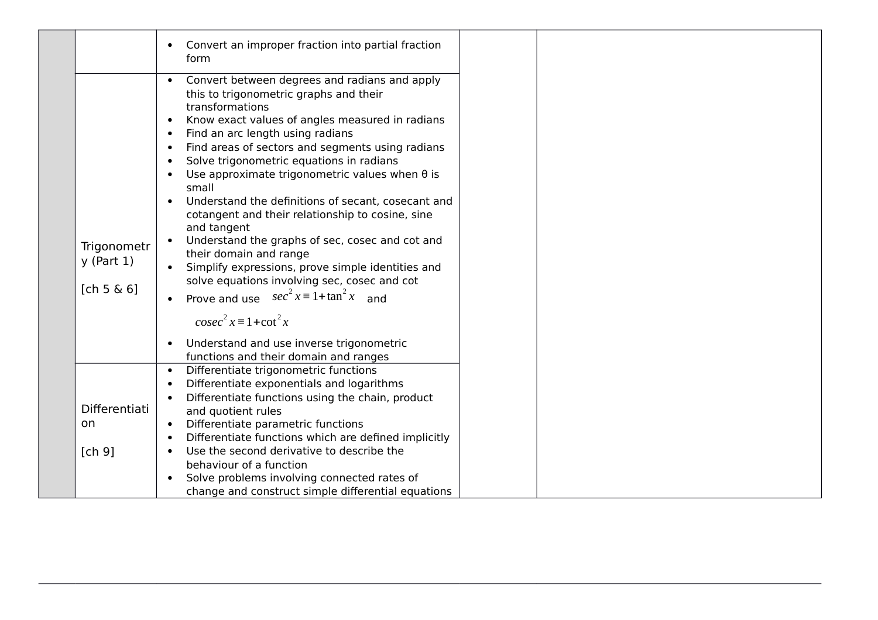| | | | | |
|---|---|---|---|---|
| | | • Convert an improper fraction into partial fraction form | | |
| | Trigonometry (Part 1)<br><br>[ch 5 & 6] | • Convert between degrees and radians and apply this to trigonometric graphs and their transformations<br>• Know exact values of angles measured in radians<br>• Find an arc length using radians<br>• Find areas of sectors and segments using radians<br>• Solve trigonometric equations in radians<br>• Use approximate trigonometric values when θ is small<br>• Understand the definitions of secant, cosecant and cotangent and their relationship to cosine, sine and tangent<br>• Understand the graphs of sec, cosec and cot and their domain and range<br>• Simplify expressions, prove simple identities and solve equations involving sec, cosec and cot<br>• Prove and use $sec^2 x \equiv 1 + \tan^2 x$ and $cosec^2 x \equiv 1 + \cot^2 x$<br>• Understand and use inverse trigonometric functions and their domain and ranges | | |
| | Differentiation<br><br>[ch 9] | • Differentiate trigonometric functions<br>• Differentiate exponentials and logarithms<br>• Differentiate functions using the chain, product and quotient rules<br>• Differentiate parametric functions<br>• Differentiate functions which are defined implicitly<br>• Use the second derivative to describe the behaviour of a function<br>• Solve problems involving connected rates of change and construct simple differential equations | | |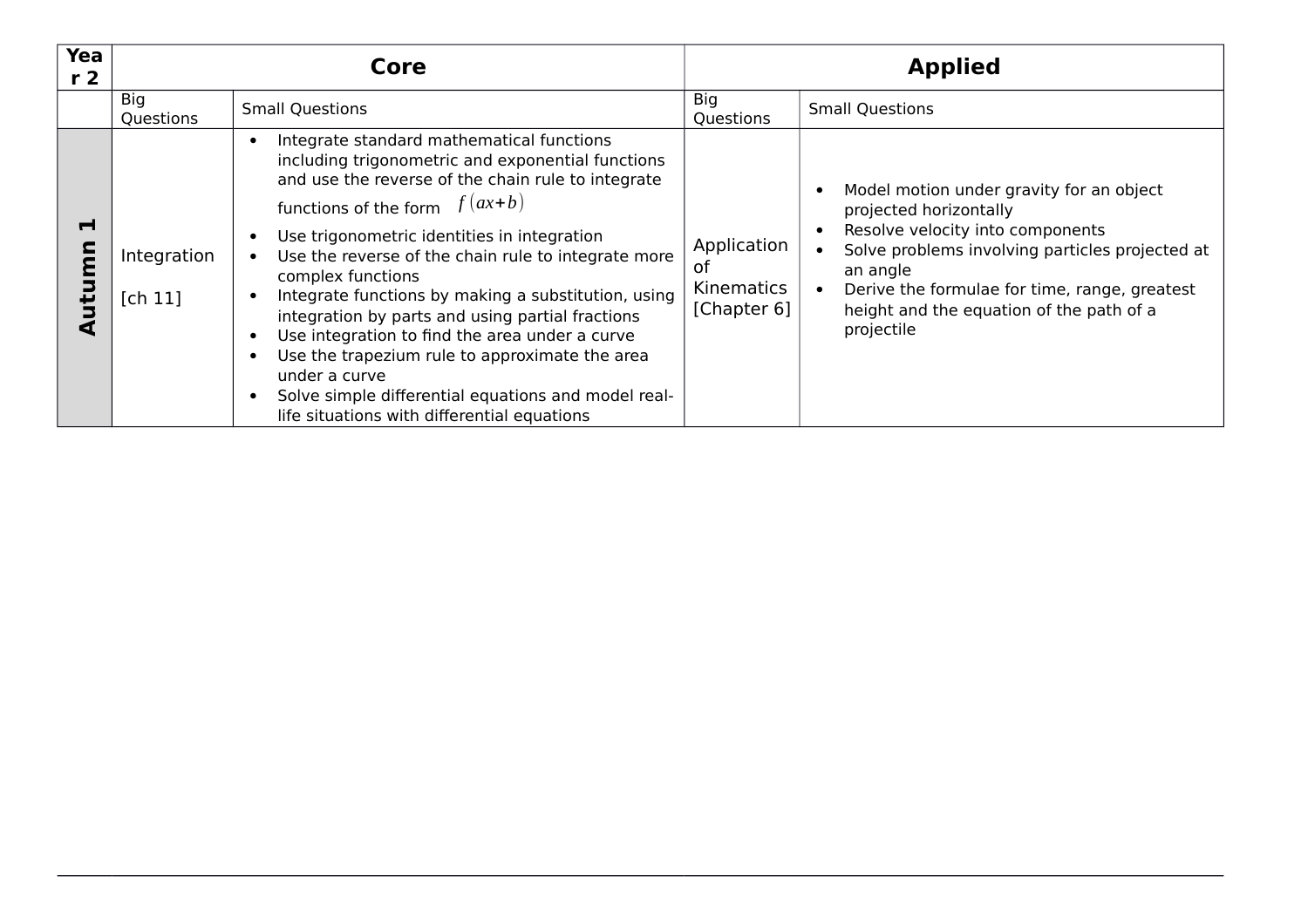| Year 2 | Core | | Applied | |
|---|---|---|---|---|
| | Big Questions | Small Questions | Big Questions | Small Questions |
| **Autumn 1** | Integration<br><br>[ch 11] | • Integrate standard mathematical functions including trigonometric and exponential functions and use the reverse of the chain rule to integrate functions of the form $f(ax+b)$<br>• Use trigonometric identities in integration<br>• Use the reverse of the chain rule to integrate more complex functions<br>• Integrate functions by making a substitution, using integration by parts and using partial fractions<br>• Use integration to find the area under a curve<br>• Use the trapezium rule to approximate the area under a curve<br>• Solve simple differential equations and model real-life situations with differential equations | Application of Kinematics [Chapter 6] | • Model motion under gravity for an object projected horizontally<br>• Resolve velocity into components<br>• Solve problems involving particles projected at an angle<br>• Derive the formulae for time, range, greatest height and the equation of the path of a projectile |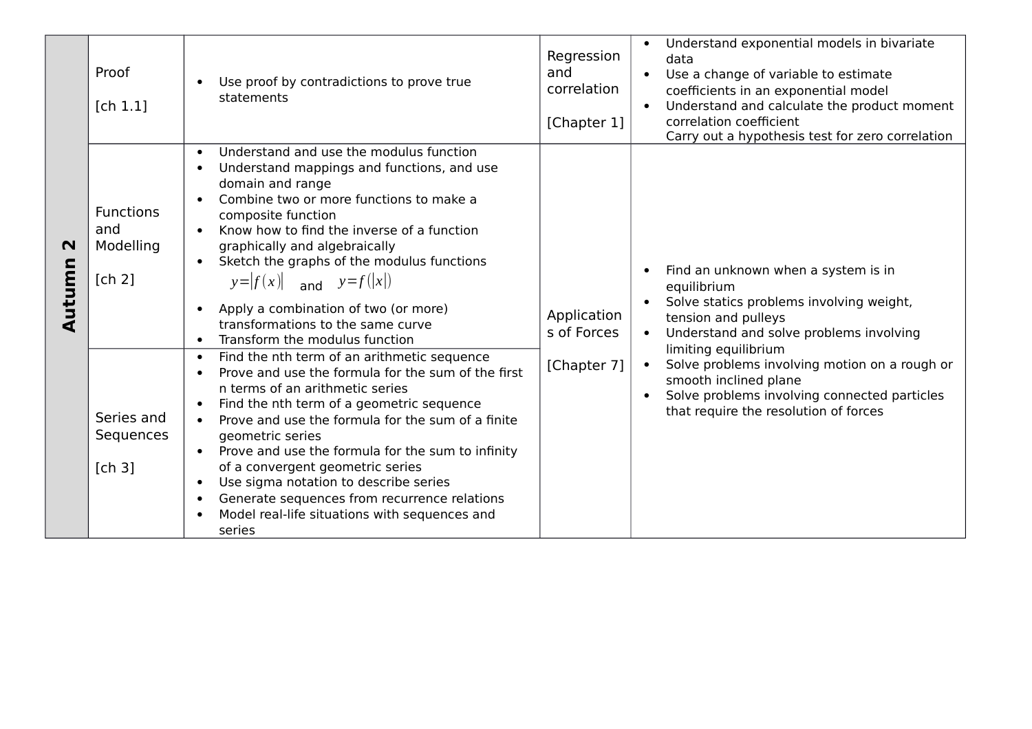| Autumn 2 | Proof<br><br>[ch 1.1] | • Use proof by contradictions to prove true statements | Regression and correlation<br><br>[Chapter 1] | • Understand exponential models in bivariate data<br>• Use a change of variable to estimate coefficients in an exponential model<br>• Understand and calculate the product moment correlation coefficient<br>Carry out a hypothesis test for zero correlation |
|---|---|---|---|---|
| | Functions and Modelling<br><br>[ch 2] | • Understand and use the modulus function<br>• Understand mappings and functions, and use domain and range<br>• Combine two or more functions to make a composite function<br>• Know how to find the inverse of a function graphically and algebraically<br>• Sketch the graphs of the modulus functions $y=\|f(x)\|$ and $y=f(\|x\|)$<br>• Apply a combination of two (or more) transformations to the same curve<br>• Transform the modulus function | Applications of Forces<br><br>[Chapter 7] | • Find an unknown when a system is in equilibrium<br>• Solve statics problems involving weight, tension and pulleys<br>• Understand and solve problems involving limiting equilibrium<br>• Solve problems involving motion on a rough or smooth inclined plane<br>• Solve problems involving connected particles that require the resolution of forces |
| | Series and Sequences<br><br>[ch 3] | • Find the nth term of an arithmetic sequence<br>• Prove and use the formula for the sum of the first n terms of an arithmetic series<br>• Find the nth term of a geometric sequence<br>• Prove and use the formula for the sum of a finite geometric series<br>• Prove and use the formula for the sum to infinity of a convergent geometric series<br>• Use sigma notation to describe series<br>• Generate sequences from recurrence relations<br>• Model real-life situations with sequences and series | | |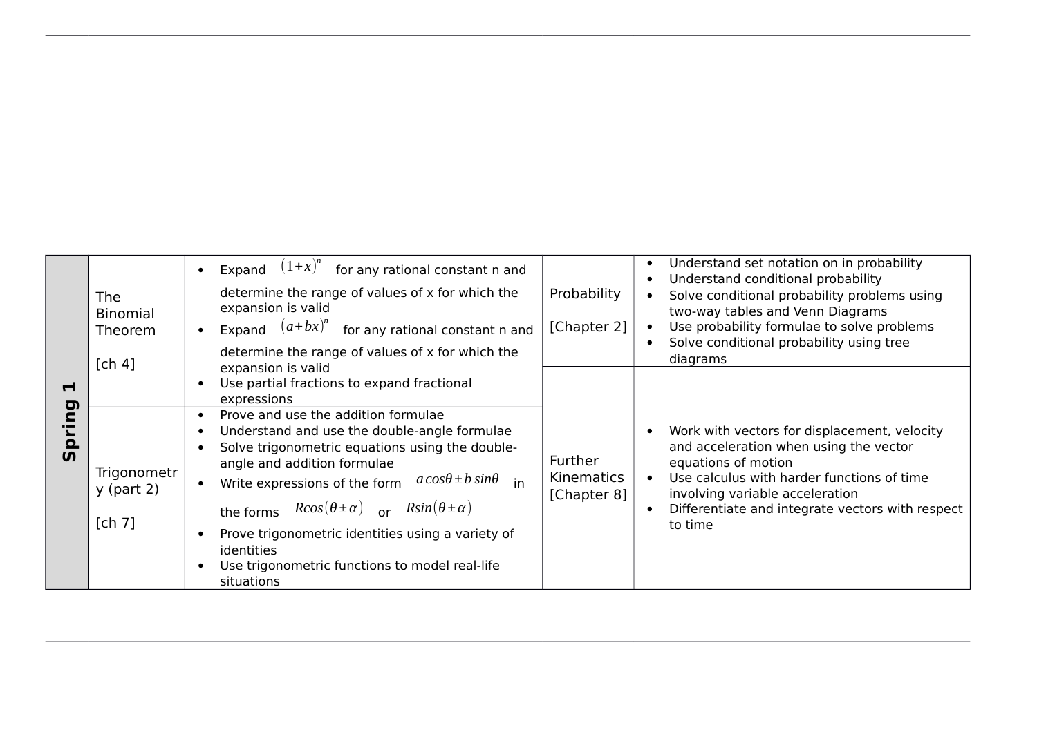| Spring 1 | The Binomial Theorem<br><br>[ch 4] | • Expand $(1+x)^n$ for any rational constant n and determine the range of values of x for which the expansion is valid<br>• Expand $(a+bx)^n$ for any rational constant n and determine the range of values of x for which the expansion is valid<br>• Use partial fractions to expand fractional expressions | Probability<br><br>[Chapter 2] | • Understand set notation on in probability<br>• Understand conditional probability<br>• Solve conditional probability problems using two-way tables and Venn Diagrams<br>• Use probability formulae to solve problems<br>• Solve conditional probability using tree diagrams |
|---|---|---|---|---|
| | Trigonometry (part 2)<br><br>[ch 7] | • Prove and use the addition formulae<br>• Understand and use the double-angle formulae<br>• Solve trigonometric equations using the double-angle and addition formulae<br>• Write expressions of the form $a\cos\theta \pm b\sin\theta$ in the forms $R\cos(\theta \pm \alpha)$ or $R\sin(\theta \pm \alpha)$<br>• Prove trigonometric identities using a variety of identities<br>• Use trigonometric functions to model real-life situations | Further Kinematics [Chapter 8] | • Work with vectors for displacement, velocity and acceleration when using the vector equations of motion<br>• Use calculus with harder functions of time involving variable acceleration<br>• Differentiate and integrate vectors with respect to time |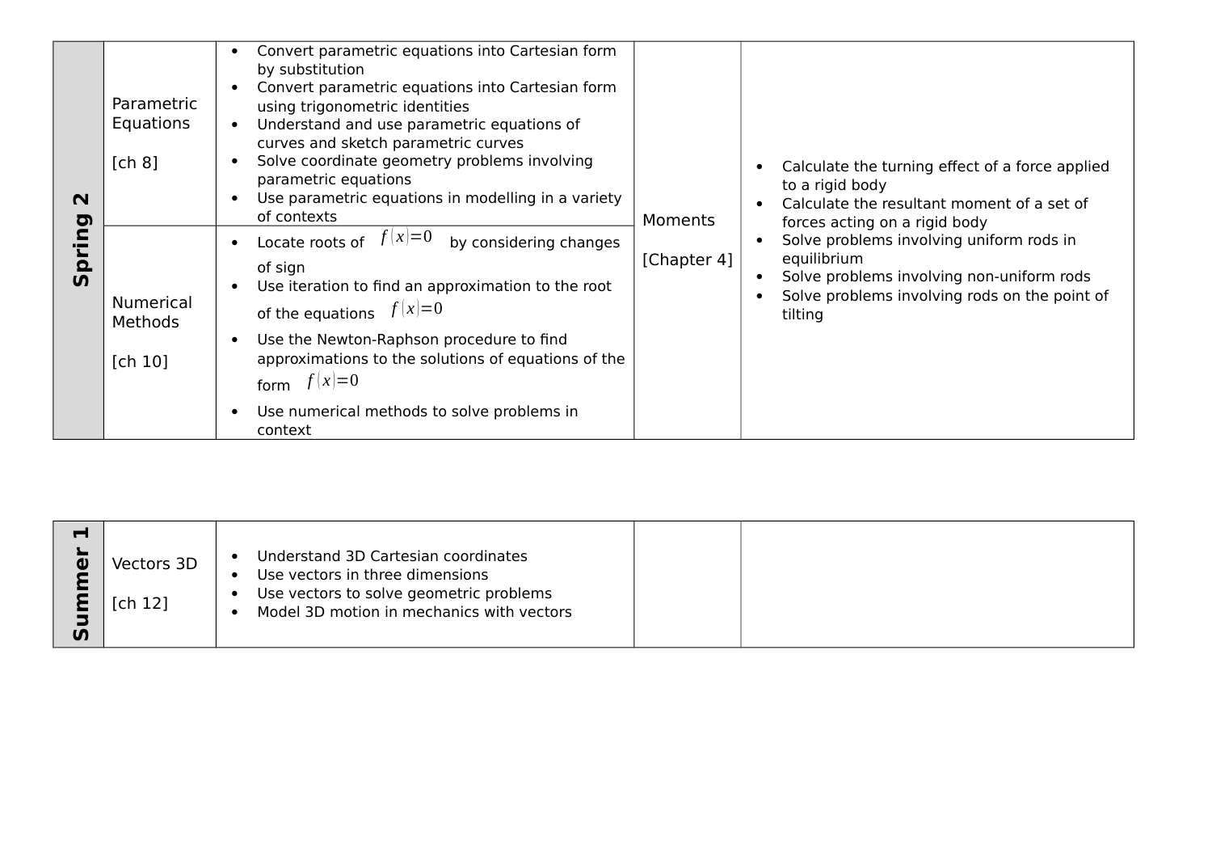| | | | | |
|---|---|---|---|---|
| **Spring 2** | Parametric Equations<br><br>[ch 8] | • Convert parametric equations into Cartesian form by substitution<br>• Convert parametric equations into Cartesian form using trigonometric identities<br>• Understand and use parametric equations of curves and sketch parametric curves<br>• Solve coordinate geometry problems involving parametric equations<br>• Use parametric equations in modelling in a variety of contexts | Moments<br><br>[Chapter 4] | • Calculate the turning effect of a force applied to a rigid body<br>• Calculate the resultant moment of a set of forces acting on a rigid body<br>• Solve problems involving uniform rods in equilibrium<br>• Solve problems involving non-uniform rods<br>• Solve problems involving rods on the point of tilting |
| | Numerical Methods<br><br>[ch 10] | • Locate roots of $f(x)=0$ by considering changes of sign<br>• Use iteration to find an approximation to the root of the equations $f(x)=0$<br>• Use the Newton-Raphson procedure to find approximations to the solutions of equations of the form $f(x)=0$<br>• Use numerical methods to solve problems in context | | |

| | | | | |
|---|---|---|---|---|
| **Summer 1** | Vectors 3D<br><br>[ch 12] | • Understand 3D Cartesian coordinates<br>• Use vectors in three dimensions<br>• Use vectors to solve geometric problems<br>• Model 3D motion in mechanics with vectors | | |